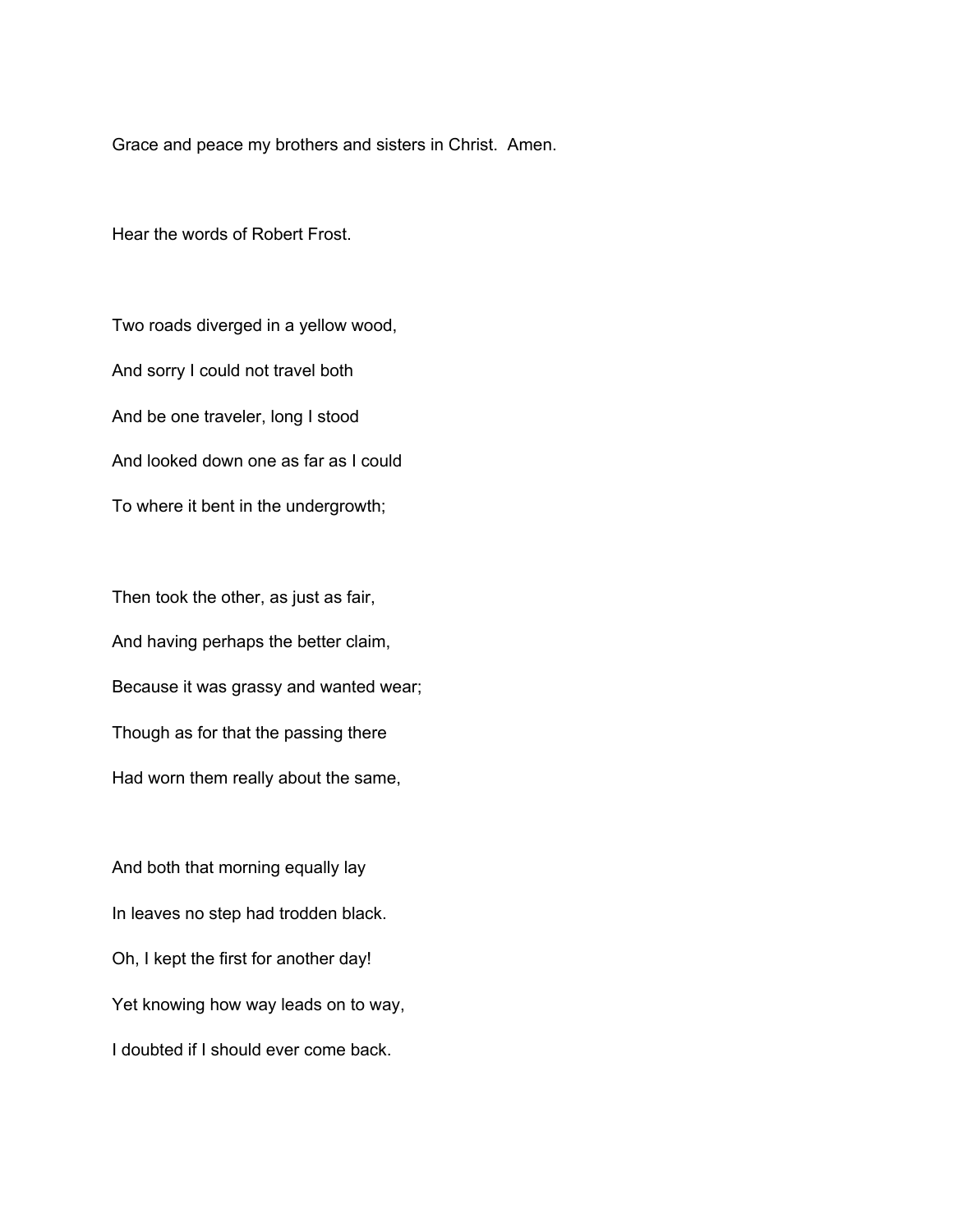Grace and peace my brothers and sisters in Christ.  Amen.

Hear the words of Robert Frost.

Two roads diverged in a yellow wood,  
And sorry I could not travel both  
And be one traveler, long I stood  
And looked down one as far as I could  
To where it bent in the undergrowth;

Then took the other, as just as fair,  
And having perhaps the better claim,  
Because it was grassy and wanted wear;  
Though as for that the passing there  
Had worn them really about the same,

And both that morning equally lay  
In leaves no step had trodden black.  
Oh, I kept the first for another day!  
Yet knowing how way leads on to way,  
I doubted if I should ever come back.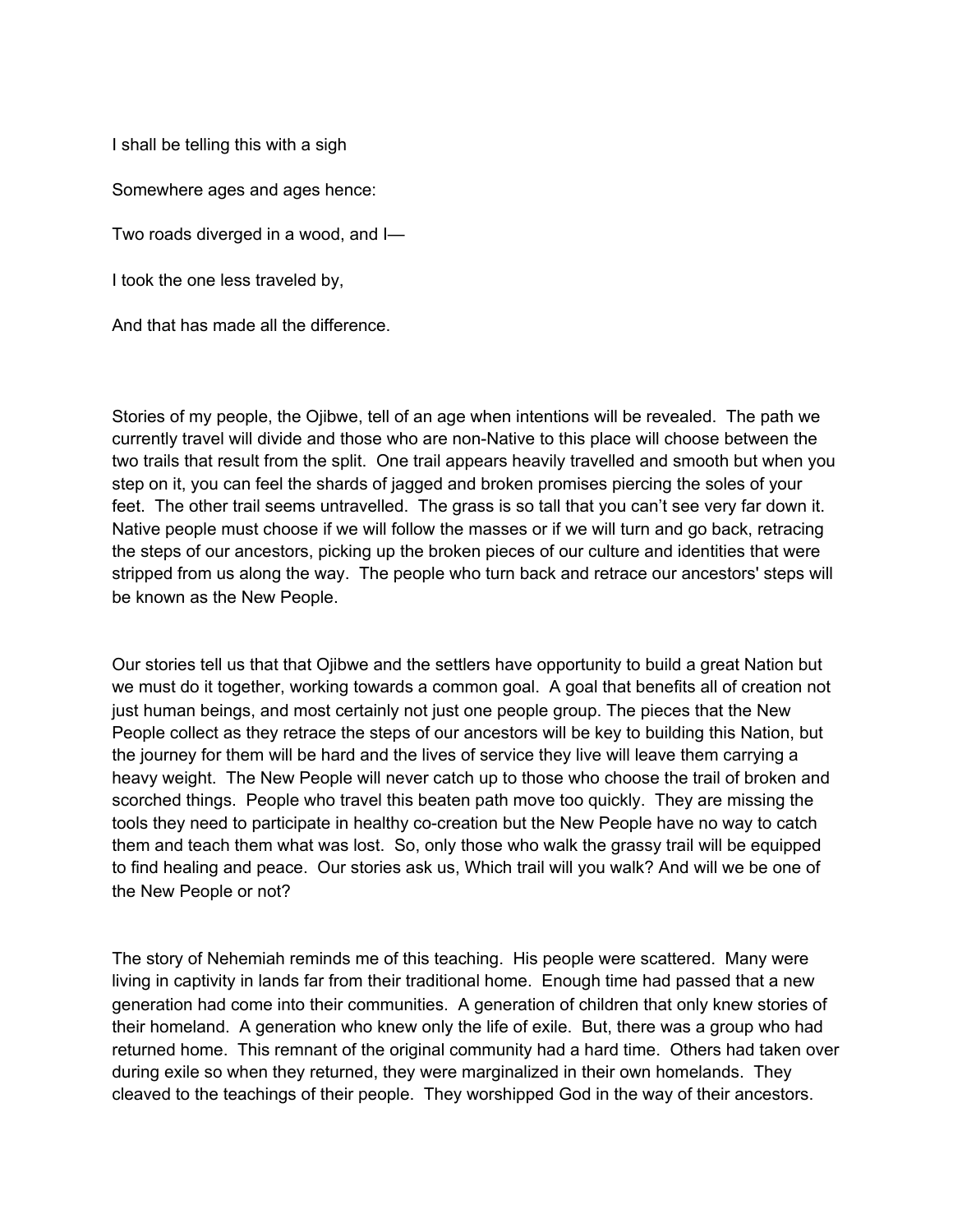I shall be telling this with a sigh

Somewhere ages and ages hence:

Two roads diverged in a wood, and I—

I took the one less traveled by,

And that has made all the difference.

Stories of my people, the Ojibwe, tell of an age when intentions will be revealed. The path we currently travel will divide and those who are non-Native to this place will choose between the two trails that result from the split. One trail appears heavily travelled and smooth but when you step on it, you can feel the shards of jagged and broken promises piercing the soles of your feet. The other trail seems untravelled. The grass is so tall that you can't see very far down it. Native people must choose if we will follow the masses or if we will turn and go back, retracing the steps of our ancestors, picking up the broken pieces of our culture and identities that were stripped from us along the way. The people who turn back and retrace our ancestors' steps will be known as the New People.

Our stories tell us that that Ojibwe and the settlers have opportunity to build a great Nation but we must do it together, working towards a common goal. A goal that benefits all of creation not just human beings, and most certainly not just one people group. The pieces that the New People collect as they retrace the steps of our ancestors will be key to building this Nation, but the journey for them will be hard and the lives of service they live will leave them carrying a heavy weight. The New People will never catch up to those who choose the trail of broken and scorched things. People who travel this beaten path move too quickly. They are missing the tools they need to participate in healthy co-creation but the New People have no way to catch them and teach them what was lost. So, only those who walk the grassy trail will be equipped to find healing and peace. Our stories ask us, Which trail will you walk? And will we be one of the New People or not?

The story of Nehemiah reminds me of this teaching. His people were scattered. Many were living in captivity in lands far from their traditional home. Enough time had passed that a new generation had come into their communities. A generation of children that only knew stories of their homeland. A generation who knew only the life of exile. But, there was a group who had returned home. This remnant of the original community had a hard time. Others had taken over during exile so when they returned, they were marginalized in their own homelands. They cleaved to the teachings of their people. They worshipped God in the way of their ancestors.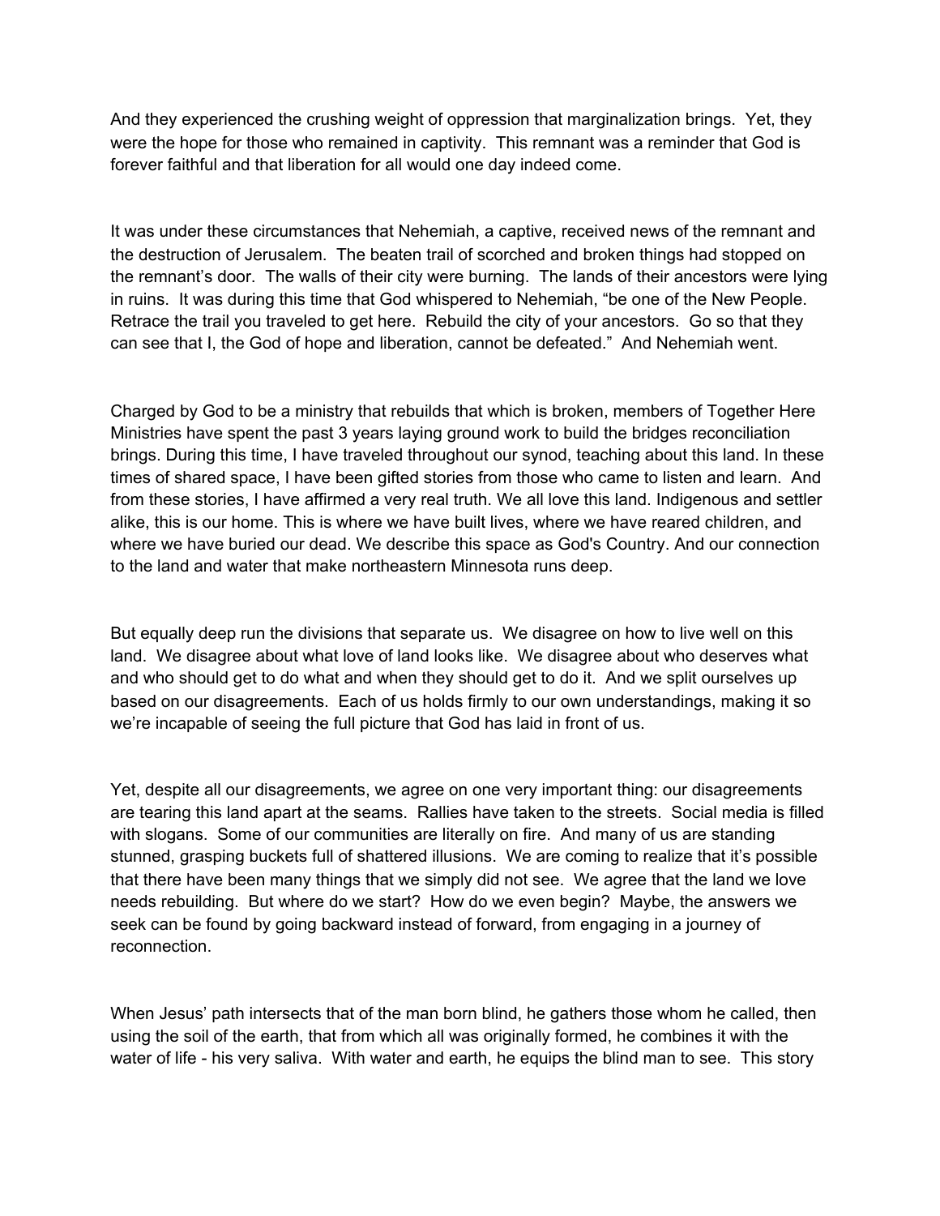And they experienced the crushing weight of oppression that marginalization brings. Yet, they were the hope for those who remained in captivity. This remnant was a reminder that God is forever faithful and that liberation for all would one day indeed come.

It was under these circumstances that Nehemiah, a captive, received news of the remnant and the destruction of Jerusalem. The beaten trail of scorched and broken things had stopped on the remnant's door. The walls of their city were burning. The lands of their ancestors were lying in ruins. It was during this time that God whispered to Nehemiah, "be one of the New People. Retrace the trail you traveled to get here. Rebuild the city of your ancestors. Go so that they can see that I, the God of hope and liberation, cannot be defeated." And Nehemiah went.

Charged by God to be a ministry that rebuilds that which is broken, members of Together Here Ministries have spent the past 3 years laying ground work to build the bridges reconciliation brings. During this time, I have traveled throughout our synod, teaching about this land. In these times of shared space, I have been gifted stories from those who came to listen and learn. And from these stories, I have affirmed a very real truth. We all love this land. Indigenous and settler alike, this is our home. This is where we have built lives, where we have reared children, and where we have buried our dead. We describe this space as God's Country. And our connection to the land and water that make northeastern Minnesota runs deep.

But equally deep run the divisions that separate us. We disagree on how to live well on this land. We disagree about what love of land looks like. We disagree about who deserves what and who should get to do what and when they should get to do it. And we split ourselves up based on our disagreements. Each of us holds firmly to our own understandings, making it so we're incapable of seeing the full picture that God has laid in front of us.

Yet, despite all our disagreements, we agree on one very important thing: our disagreements are tearing this land apart at the seams. Rallies have taken to the streets. Social media is filled with slogans. Some of our communities are literally on fire. And many of us are standing stunned, grasping buckets full of shattered illusions. We are coming to realize that it's possible that there have been many things that we simply did not see. We agree that the land we love needs rebuilding. But where do we start? How do we even begin? Maybe, the answers we seek can be found by going backward instead of forward, from engaging in a journey of reconnection.

When Jesus' path intersects that of the man born blind, he gathers those whom he called, then using the soil of the earth, that from which all was originally formed, he combines it with the water of life - his very saliva. With water and earth, he equips the blind man to see. This story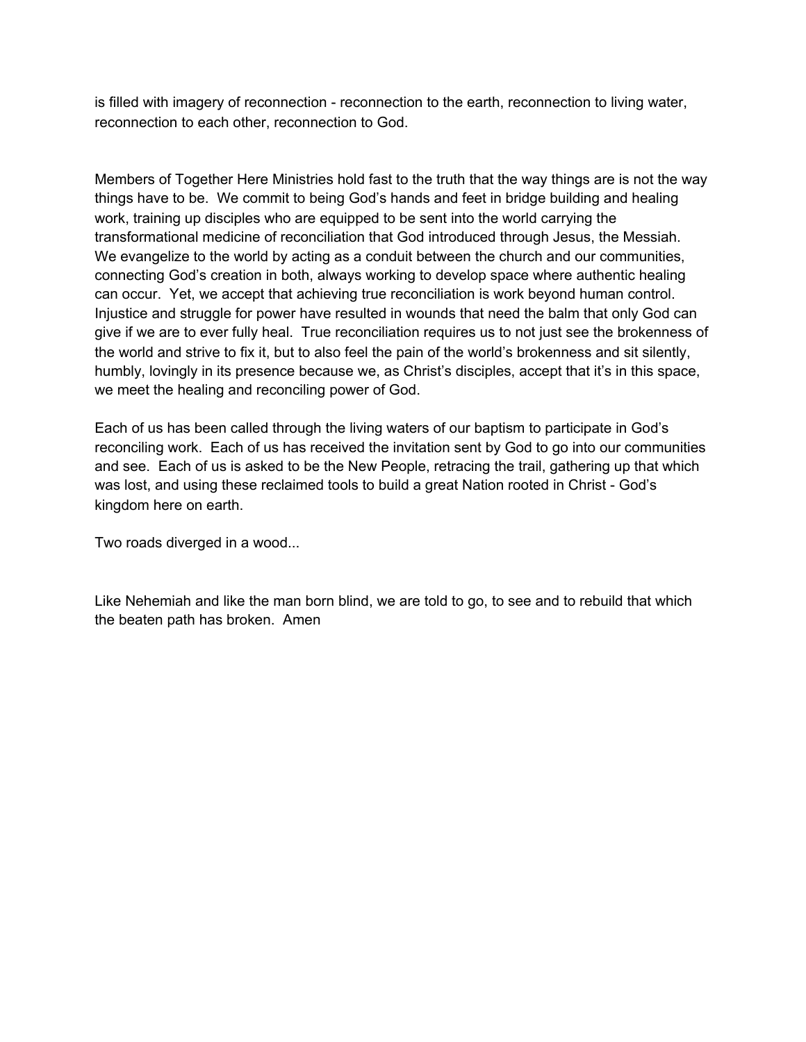is filled with imagery of reconnection - reconnection to the earth, reconnection to living water, reconnection to each other, reconnection to God.

Members of Together Here Ministries hold fast to the truth that the way things are is not the way things have to be. We commit to being God's hands and feet in bridge building and healing work, training up disciples who are equipped to be sent into the world carrying the transformational medicine of reconciliation that God introduced through Jesus, the Messiah. We evangelize to the world by acting as a conduit between the church and our communities, connecting God's creation in both, always working to develop space where authentic healing can occur. Yet, we accept that achieving true reconciliation is work beyond human control. Injustice and struggle for power have resulted in wounds that need the balm that only God can give if we are to ever fully heal. True reconciliation requires us to not just see the brokenness of the world and strive to fix it, but to also feel the pain of the world's brokenness and sit silently, humbly, lovingly in its presence because we, as Christ's disciples, accept that it's in this space, we meet the healing and reconciling power of God.

Each of us has been called through the living waters of our baptism to participate in God's reconciling work. Each of us has received the invitation sent by God to go into our communities and see. Each of us is asked to be the New People, retracing the trail, gathering up that which was lost, and using these reclaimed tools to build a great Nation rooted in Christ - God's kingdom here on earth.

Two roads diverged in a wood...

Like Nehemiah and like the man born blind, we are told to go, to see and to rebuild that which the beaten path has broken. Amen